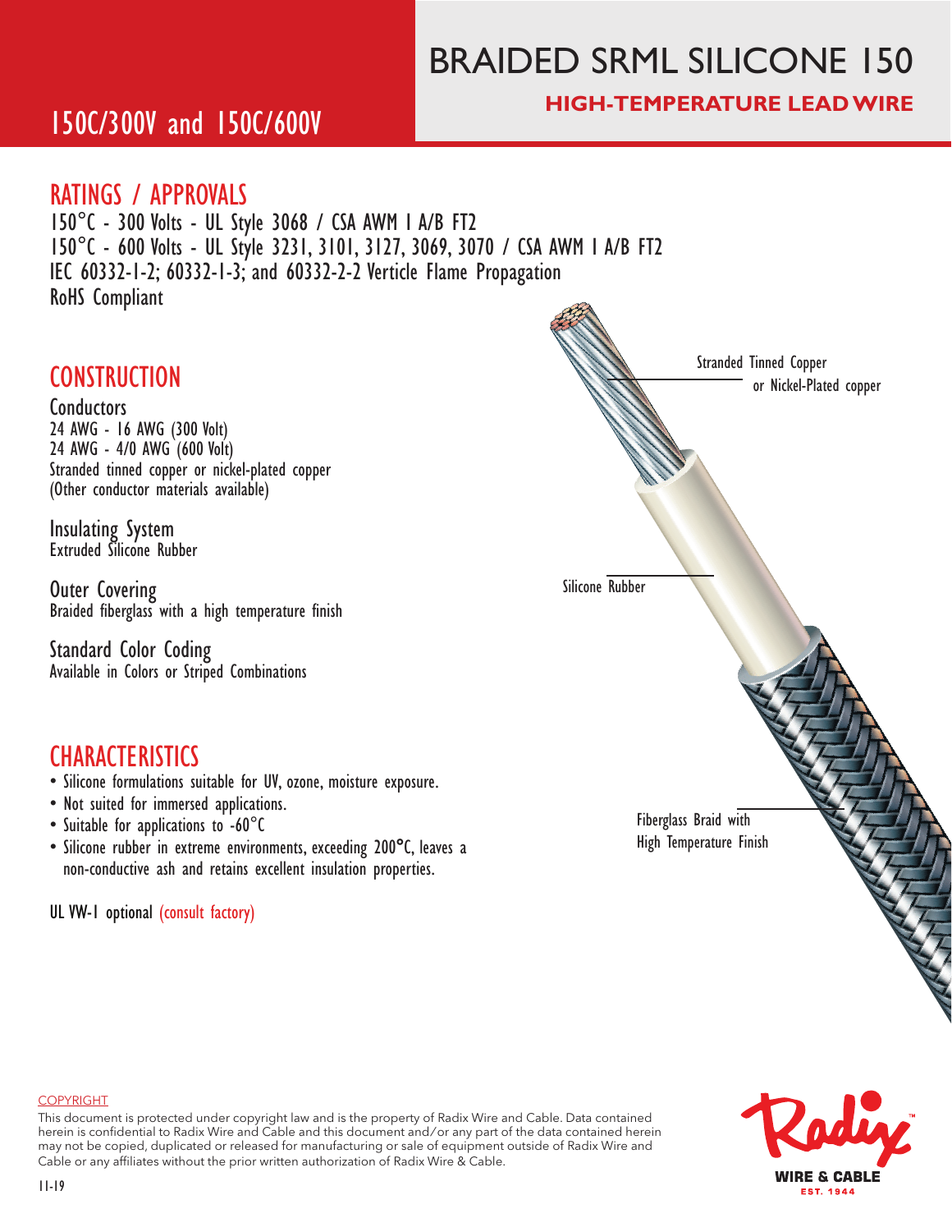# BRAIDED SRML SILICONE 150

**HIGH-TEMPERATURE LEAD WIRE**

## 150C/300V and 150C/600V

## RATINGS / APPROVALS

150°C - 300 Volts - UL Style 3068 / CSA AWM I A/B FT2
150°C - 600 Volts - UL Style 3231, 3101, 3127, 3069, 3070 / CSA AWM I A/B FT2
IEC 60332-1-2; 60332-1-3; and 60332-2-2 Verticle Flame Propagation
RoHS Compliant

## CONSTRUCTION

### Conductors

24 AWG - 16 AWG (300 Volt)
24 AWG - 4/0 AWG (600 Volt)
Stranded tinned copper or nickel-plated copper
(Other conductor materials available)

### Insulating System

Extruded Silicone Rubber

### Outer Covering

Braided fiberglass with a high temperature finish

### Standard Color Coding

Available in Colors or Striped Combinations

Stranded Tinned Copper or Nickel-Plated copper

Silicone Rubber

Fiberglass Braid with High Temperature Finish

## CHARACTERISTICS

- Silicone formulations suitable for UV, ozone, moisture exposure.
- Not suited for immersed applications.
- Suitable for applications to -60°C
- Silicone rubber in extreme environments, exceeding 200°C, leaves a non-conductive ash and retains excellent insulation properties.

UL VW-1 optional (consult factory)

COPYRIGHT

This document is protected under copyright law and is the property of Radix Wire and Cable. Data contained herein is confidential to Radix Wire and Cable and this document and/or any part of the data contained herein may not be copied, duplicated or released for manufacturing or sale of equipment outside of Radix Wire and Cable or any affiliates without the prior written authorization of Radix Wire & Cable.

11-19

Radix WIRE & CABLE EST. 1944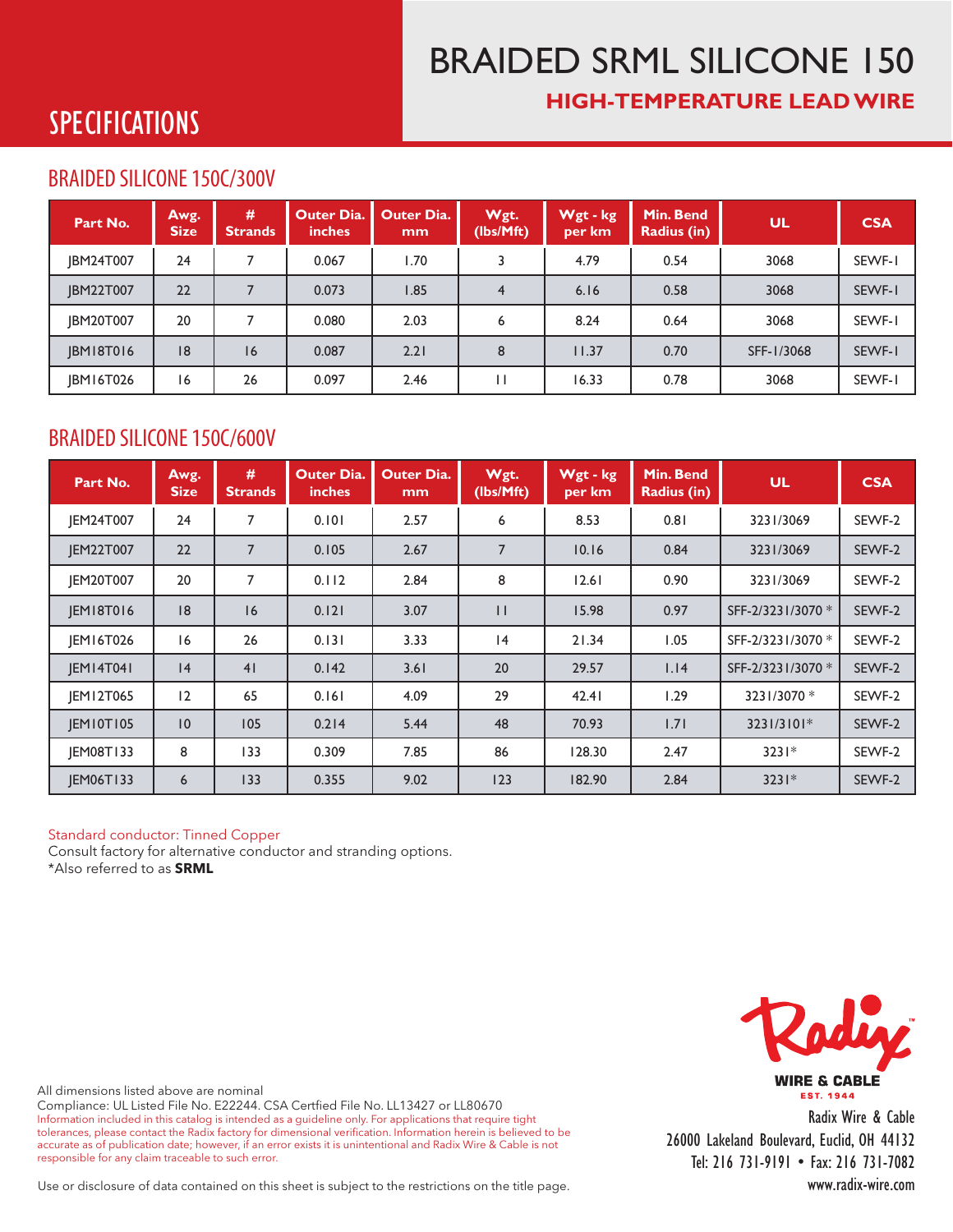# BRAIDED SRML SILICONE 150

**HIGH-TEMPERATURE LEAD WIRE**

## SPECIFICATIONS

### BRAIDED SILICONE 150C/300V

| Part No. | Awg. Size | # Strands | Outer Dia. inches | Outer Dia. mm | Wgt. (lbs/Mft) | Wgt - kg per km | Min. Bend Radius (in) | UL | CSA |
|---|---|---|---|---|---|---|---|---|---|
| JBM24T007 | 24 | 7 | 0.067 | 1.70 | 3 | 4.79 | 0.54 | 3068 | SEWF-1 |
| JBM22T007 | 22 | 7 | 0.073 | 1.85 | 4 | 6.16 | 0.58 | 3068 | SEWF-1 |
| JBM20T007 | 20 | 7 | 0.080 | 2.03 | 6 | 8.24 | 0.64 | 3068 | SEWF-1 |
| JBM18T016 | 18 | 16 | 0.087 | 2.21 | 8 | 11.37 | 0.70 | SFF-1/3068 | SEWF-1 |
| JBM16T026 | 16 | 26 | 0.097 | 2.46 | 11 | 16.33 | 0.78 | 3068 | SEWF-1 |

### BRAIDED SILICONE 150C/600V

| Part No. | Awg. Size | # Strands | Outer Dia. inches | Outer Dia. mm | Wgt. (lbs/Mft) | Wgt - kg per km | Min. Bend Radius (in) | UL | CSA |
|---|---|---|---|---|---|---|---|---|---|
| JEM24T007 | 24 | 7 | 0.101 | 2.57 | 6 | 8.53 | 0.81 | 3231/3069 | SEWF-2 |
| JEM22T007 | 22 | 7 | 0.105 | 2.67 | 7 | 10.16 | 0.84 | 3231/3069 | SEWF-2 |
| JEM20T007 | 20 | 7 | 0.112 | 2.84 | 8 | 12.61 | 0.90 | 3231/3069 | SEWF-2 |
| JEM18T016 | 18 | 16 | 0.121 | 3.07 | 11 | 15.98 | 0.97 | SFF-2/3231/3070 * | SEWF-2 |
| JEM16T026 | 16 | 26 | 0.131 | 3.33 | 14 | 21.34 | 1.05 | SFF-2/3231/3070 * | SEWF-2 |
| JEM14T041 | 14 | 41 | 0.142 | 3.61 | 20 | 29.57 | 1.14 | SFF-2/3231/3070 * | SEWF-2 |
| JEM12T065 | 12 | 65 | 0.161 | 4.09 | 29 | 42.41 | 1.29 | 3231/3070 * | SEWF-2 |
| JEM10T105 | 10 | 105 | 0.214 | 5.44 | 48 | 70.93 | 1.71 | 3231/3101* | SEWF-2 |
| JEM08T133 | 8 | 133 | 0.309 | 7.85 | 86 | 128.30 | 2.47 | 3231* | SEWF-2 |
| JEM06T133 | 6 | 133 | 0.355 | 9.02 | 123 | 182.90 | 2.84 | 3231* | SEWF-2 |

Standard conductor: Tinned Copper

Consult factory for alternative conductor and stranding options.

*Also referred to as **SRML**

All dimensions listed above are nominal

Compliance: UL Listed File No. E22244. CSA Certfied File No. LL13427 or LL80670

Information included in this catalog is intended as a guideline only. For applications that require tight tolerances, please contact the Radix factory for dimensional verification. Information herein is believed to be accurate as of publication date; however, if an error exists it is unintentional and Radix Wire & Cable is not responsible for any claim traceable to such error.

Use or disclosure of data contained on this sheet is subject to the restrictions on the title page.

Radix WIRE & CABLE EST. 1944

Radix Wire & Cable
26000 Lakeland Boulevard, Euclid, OH 44132
Tel: 216 731-9191 • Fax: 216 731-7082
www.radix-wire.com